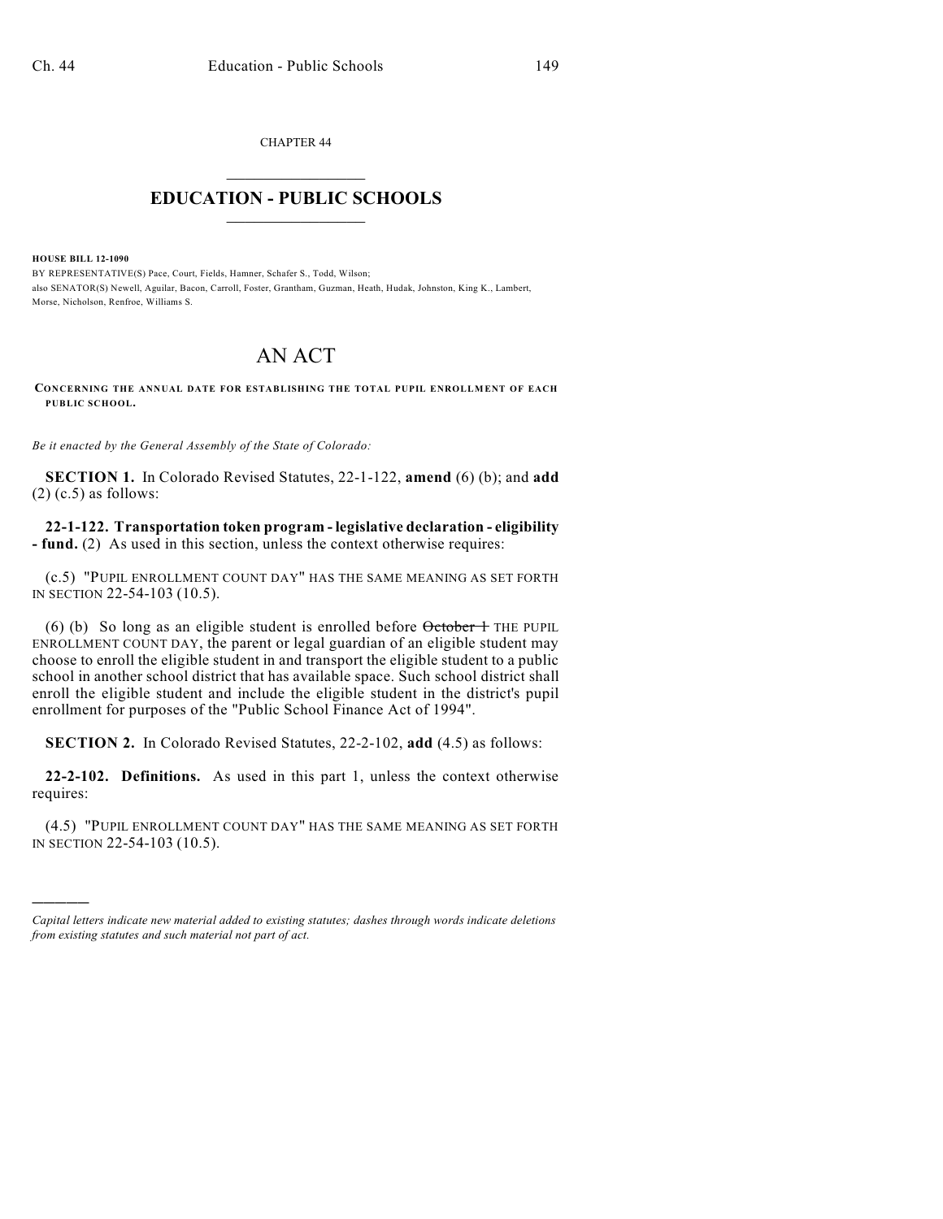CHAPTER 44

# EDUCATION - PUBLIC SCHOOLS

**HOUSE BILL 12-1090**

BY REPRESENTATIVE(S) Pace, Court, Fields, Hamner, Schafer S., Todd, Wilson;
also SENATOR(S) Newell, Aguilar, Bacon, Carroll, Foster, Grantham, Guzman, Heath, Hudak, Johnston, King K., Lambert, Morse, Nicholson, Renfroe, Williams S.

# AN ACT

**CONCERNING THE ANNUAL DATE FOR ESTABLISHING THE TOTAL PUPIL ENROLLMENT OF EACH PUBLIC SCHOOL.**

*Be it enacted by the General Assembly of the State of Colorado:*

**SECTION 1.** In Colorado Revised Statutes, 22-1-122, **amend** (6) (b); and **add** (2) (c.5) as follows:

**22-1-122. Transportation token program - legislative declaration - eligibility - fund.** (2) As used in this section, unless the context otherwise requires:

(c.5) "PUPIL ENROLLMENT COUNT DAY" HAS THE SAME MEANING AS SET FORTH IN SECTION 22-54-103 (10.5).

(6) (b) So long as an eligible student is enrolled before ~~October 1~~ THE PUPIL ENROLLMENT COUNT DAY, the parent or legal guardian of an eligible student may choose to enroll the eligible student in and transport the eligible student to a public school in another school district that has available space. Such school district shall enroll the eligible student and include the eligible student in the district's pupil enrollment for purposes of the "Public School Finance Act of 1994".

**SECTION 2.** In Colorado Revised Statutes, 22-2-102, **add** (4.5) as follows:

**22-2-102. Definitions.** As used in this part 1, unless the context otherwise requires:

(4.5) "PUPIL ENROLLMENT COUNT DAY" HAS THE SAME MEANING AS SET FORTH IN SECTION 22-54-103 (10.5).

---

*Capital letters indicate new material added to existing statutes; dashes through words indicate deletions from existing statutes and such material not part of act.*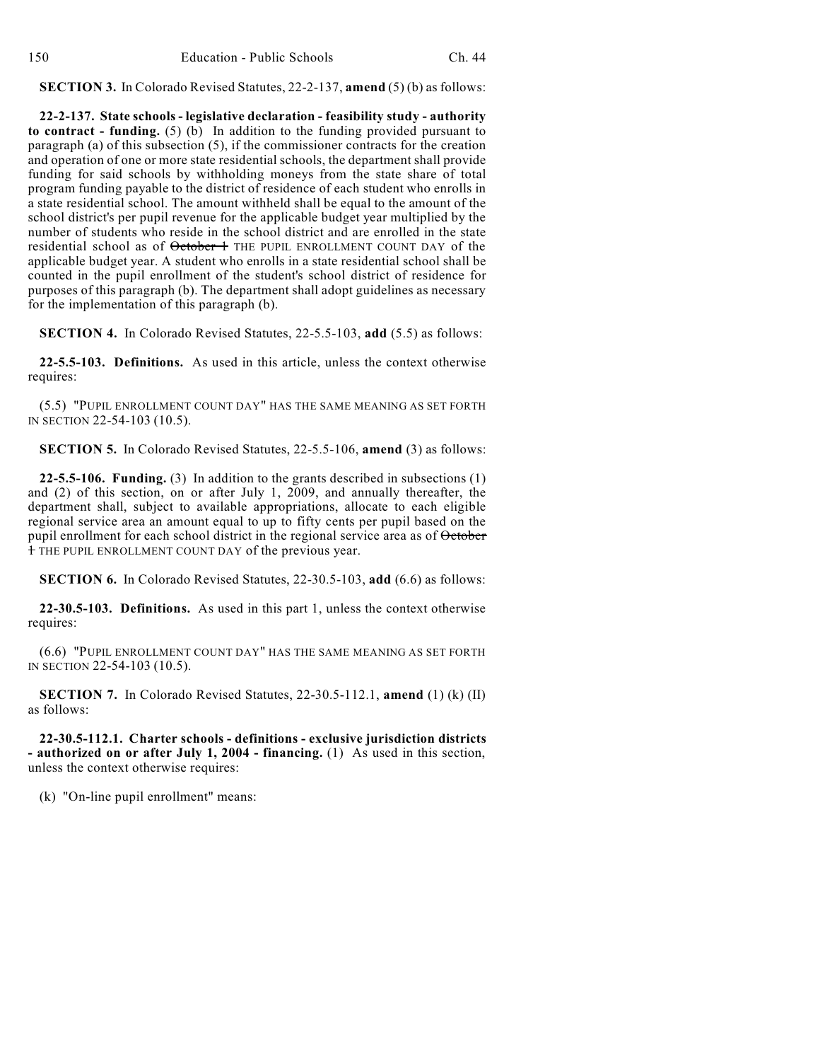**SECTION 3.** In Colorado Revised Statutes, 22-2-137, **amend** (5) (b) as follows:

**22-2-137. State schools - legislative declaration - feasibility study - authority to contract - funding.** (5) (b) In addition to the funding provided pursuant to paragraph (a) of this subsection (5), if the commissioner contracts for the creation and operation of one or more state residential schools, the department shall provide funding for said schools by withholding moneys from the state share of total program funding payable to the district of residence of each student who enrolls in a state residential school. The amount withheld shall be equal to the amount of the school district's per pupil revenue for the applicable budget year multiplied by the number of students who reside in the school district and are enrolled in the state residential school as of ~~October 1~~ THE PUPIL ENROLLMENT COUNT DAY of the applicable budget year. A student who enrolls in a state residential school shall be counted in the pupil enrollment of the student's school district of residence for purposes of this paragraph (b). The department shall adopt guidelines as necessary for the implementation of this paragraph (b).

**SECTION 4.** In Colorado Revised Statutes, 22-5.5-103, **add** (5.5) as follows:

**22-5.5-103. Definitions.** As used in this article, unless the context otherwise requires:

(5.5) "PUPIL ENROLLMENT COUNT DAY" HAS THE SAME MEANING AS SET FORTH IN SECTION 22-54-103 (10.5).

**SECTION 5.** In Colorado Revised Statutes, 22-5.5-106, **amend** (3) as follows:

**22-5.5-106. Funding.** (3) In addition to the grants described in subsections (1) and (2) of this section, on or after July 1, 2009, and annually thereafter, the department shall, subject to available appropriations, allocate to each eligible regional service area an amount equal to up to fifty cents per pupil based on the pupil enrollment for each school district in the regional service area as of ~~October 1~~ THE PUPIL ENROLLMENT COUNT DAY of the previous year.

**SECTION 6.** In Colorado Revised Statutes, 22-30.5-103, **add** (6.6) as follows:

**22-30.5-103. Definitions.** As used in this part 1, unless the context otherwise requires:

(6.6) "PUPIL ENROLLMENT COUNT DAY" HAS THE SAME MEANING AS SET FORTH IN SECTION 22-54-103 (10.5).

**SECTION 7.** In Colorado Revised Statutes, 22-30.5-112.1, **amend** (1) (k) (II) as follows:

**22-30.5-112.1. Charter schools - definitions - exclusive jurisdiction districts - authorized on or after July 1, 2004 - financing.** (1) As used in this section, unless the context otherwise requires:

(k) "On-line pupil enrollment" means: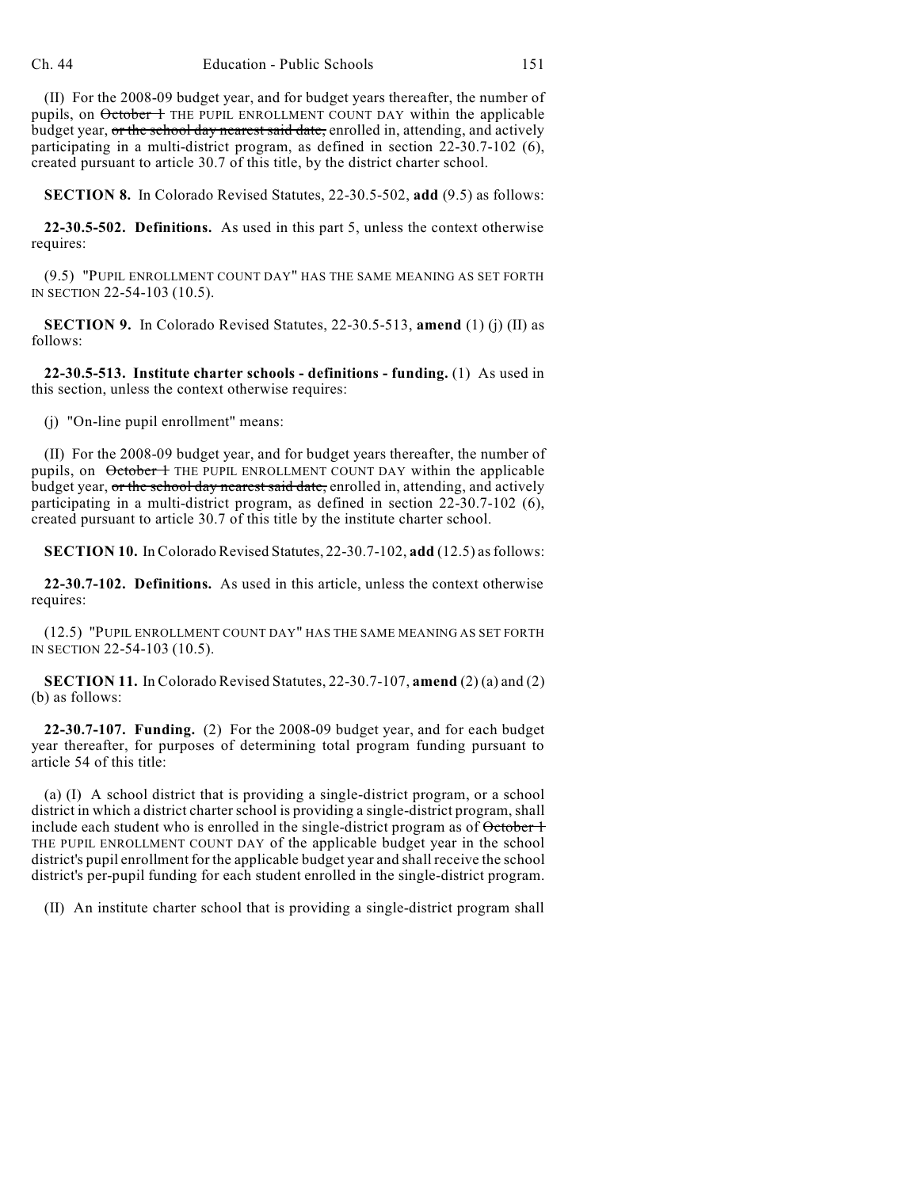(II) For the 2008-09 budget year, and for budget years thereafter, the number of pupils, on ~~October 1~~ THE PUPIL ENROLLMENT COUNT DAY within the applicable budget year, ~~or the school day nearest said date,~~ enrolled in, attending, and actively participating in a multi-district program, as defined in section 22-30.7-102 (6), created pursuant to article 30.7 of this title, by the district charter school.

**SECTION 8.** In Colorado Revised Statutes, 22-30.5-502, **add** (9.5) as follows:

**22-30.5-502. Definitions.** As used in this part 5, unless the context otherwise requires:

(9.5) "PUPIL ENROLLMENT COUNT DAY" HAS THE SAME MEANING AS SET FORTH IN SECTION 22-54-103 (10.5).

**SECTION 9.** In Colorado Revised Statutes, 22-30.5-513, **amend** (1) (j) (II) as follows:

**22-30.5-513. Institute charter schools - definitions - funding.** (1) As used in this section, unless the context otherwise requires:

(j) "On-line pupil enrollment" means:

(II) For the 2008-09 budget year, and for budget years thereafter, the number of pupils, on ~~October 1~~ THE PUPIL ENROLLMENT COUNT DAY within the applicable budget year, ~~or the school day nearest said date,~~ enrolled in, attending, and actively participating in a multi-district program, as defined in section 22-30.7-102 (6), created pursuant to article 30.7 of this title by the institute charter school.

**SECTION 10.** In Colorado Revised Statutes, 22-30.7-102, **add** (12.5) as follows:

**22-30.7-102. Definitions.** As used in this article, unless the context otherwise requires:

(12.5) "PUPIL ENROLLMENT COUNT DAY" HAS THE SAME MEANING AS SET FORTH IN SECTION 22-54-103 (10.5).

**SECTION 11.** In Colorado Revised Statutes, 22-30.7-107, **amend** (2) (a) and (2) (b) as follows:

**22-30.7-107. Funding.** (2) For the 2008-09 budget year, and for each budget year thereafter, for purposes of determining total program funding pursuant to article 54 of this title:

(a) (I) A school district that is providing a single-district program, or a school district in which a district charter school is providing a single-district program, shall include each student who is enrolled in the single-district program as of ~~October 1~~ THE PUPIL ENROLLMENT COUNT DAY of the applicable budget year in the school district's pupil enrollment for the applicable budget year and shall receive the school district's per-pupil funding for each student enrolled in the single-district program.

(II) An institute charter school that is providing a single-district program shall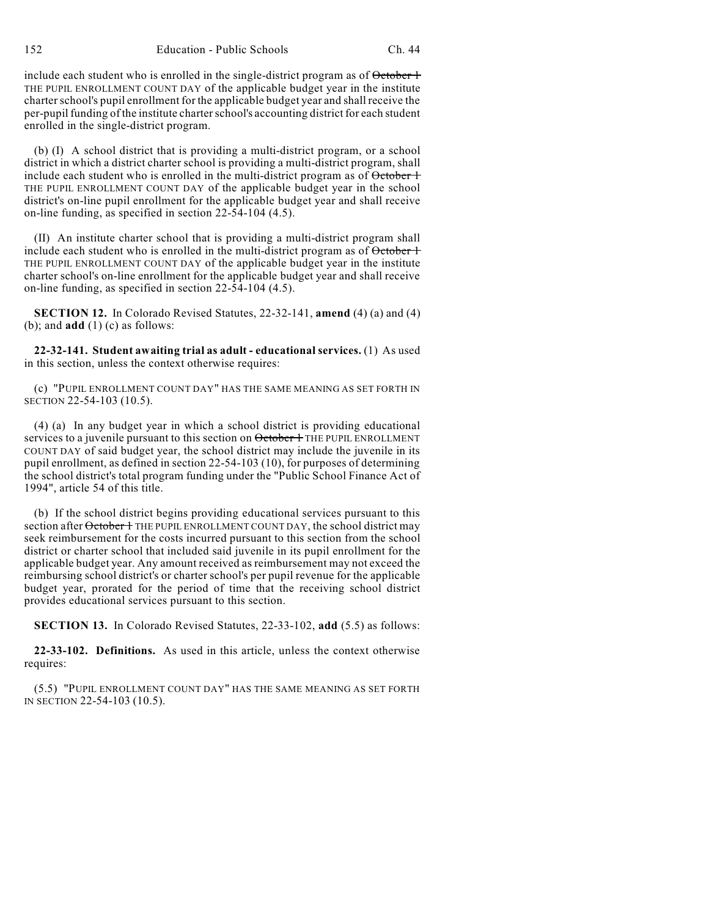include each student who is enrolled in the single-district program as of ~~October 1~~ THE PUPIL ENROLLMENT COUNT DAY of the applicable budget year in the institute charter school's pupil enrollment for the applicable budget year and shall receive the per-pupil funding of the institute charter school's accounting district for each student enrolled in the single-district program.

(b) (I) A school district that is providing a multi-district program, or a school district in which a district charter school is providing a multi-district program, shall include each student who is enrolled in the multi-district program as of ~~October 1~~ THE PUPIL ENROLLMENT COUNT DAY of the applicable budget year in the school district's on-line pupil enrollment for the applicable budget year and shall receive on-line funding, as specified in section 22-54-104 (4.5).

(II) An institute charter school that is providing a multi-district program shall include each student who is enrolled in the multi-district program as of ~~October 1~~ THE PUPIL ENROLLMENT COUNT DAY of the applicable budget year in the institute charter school's on-line enrollment for the applicable budget year and shall receive on-line funding, as specified in section 22-54-104 (4.5).

**SECTION 12.** In Colorado Revised Statutes, 22-32-141, **amend** (4) (a) and (4) (b); and **add** (1) (c) as follows:

**22-32-141. Student awaiting trial as adult - educational services.** (1) As used in this section, unless the context otherwise requires:

(c) "PUPIL ENROLLMENT COUNT DAY" HAS THE SAME MEANING AS SET FORTH IN SECTION 22-54-103 (10.5).

(4) (a) In any budget year in which a school district is providing educational services to a juvenile pursuant to this section on ~~October 1~~ THE PUPIL ENROLLMENT COUNT DAY of said budget year, the school district may include the juvenile in its pupil enrollment, as defined in section 22-54-103 (10), for purposes of determining the school district's total program funding under the "Public School Finance Act of 1994", article 54 of this title.

(b) If the school district begins providing educational services pursuant to this section after ~~October 1~~ THE PUPIL ENROLLMENT COUNT DAY, the school district may seek reimbursement for the costs incurred pursuant to this section from the school district or charter school that included said juvenile in its pupil enrollment for the applicable budget year. Any amount received as reimbursement may not exceed the reimbursing school district's or charter school's per pupil revenue for the applicable budget year, prorated for the period of time that the receiving school district provides educational services pursuant to this section.

**SECTION 13.** In Colorado Revised Statutes, 22-33-102, **add** (5.5) as follows:

**22-33-102. Definitions.** As used in this article, unless the context otherwise requires:

(5.5) "PUPIL ENROLLMENT COUNT DAY" HAS THE SAME MEANING AS SET FORTH IN SECTION 22-54-103 (10.5).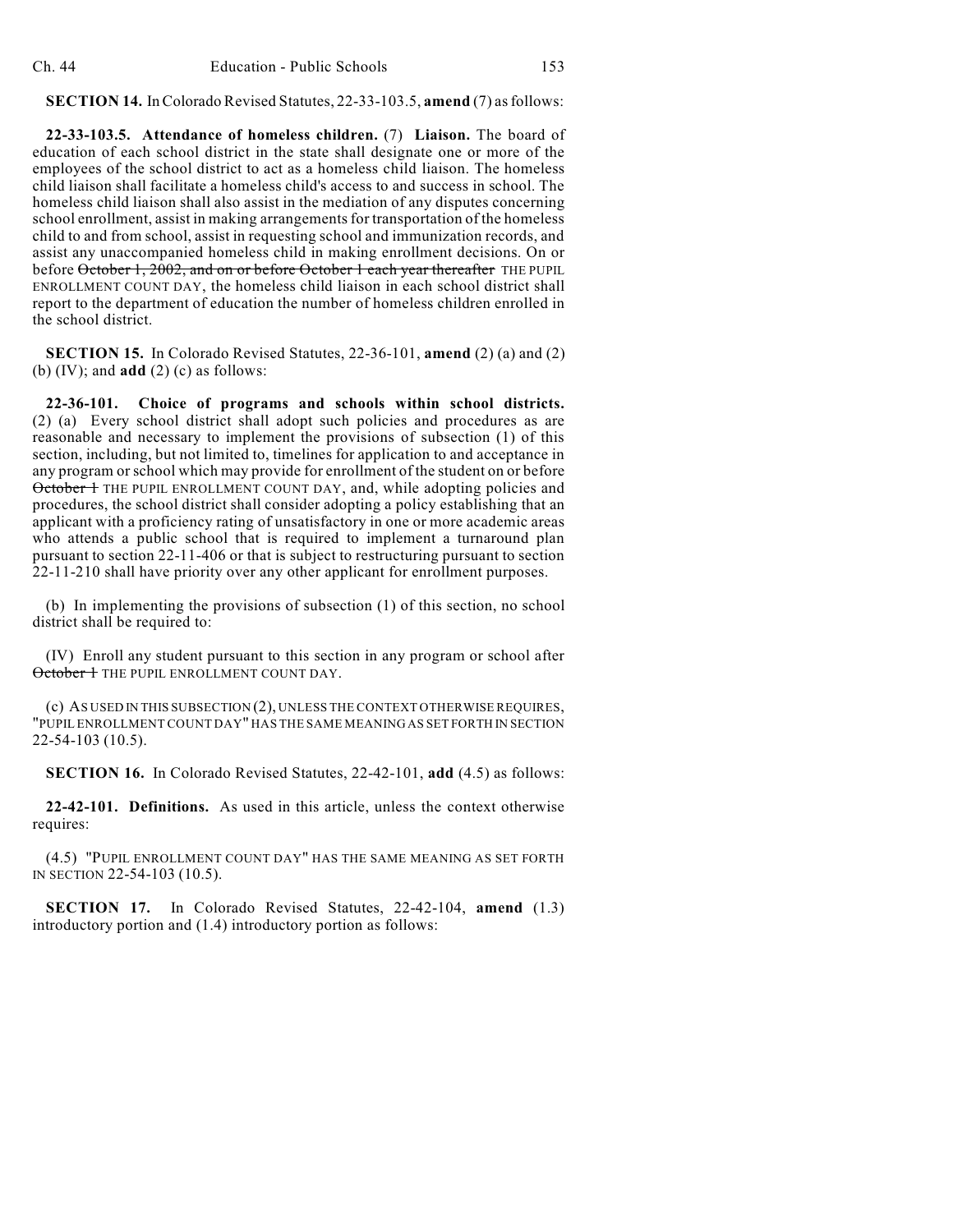**SECTION 14.** In Colorado Revised Statutes, 22-33-103.5, **amend** (7) as follows:

**22-33-103.5. Attendance of homeless children.** (7) **Liaison.** The board of education of each school district in the state shall designate one or more of the employees of the school district to act as a homeless child liaison. The homeless child liaison shall facilitate a homeless child's access to and success in school. The homeless child liaison shall also assist in the mediation of any disputes concerning school enrollment, assist in making arrangements for transportation of the homeless child to and from school, assist in requesting school and immunization records, and assist any unaccompanied homeless child in making enrollment decisions. On or before ~~October 1, 2002, and on or before October 1 each year thereafter~~ THE PUPIL ENROLLMENT COUNT DAY, the homeless child liaison in each school district shall report to the department of education the number of homeless children enrolled in the school district.

**SECTION 15.** In Colorado Revised Statutes, 22-36-101, **amend** (2) (a) and (2) (b) (IV); and **add** (2) (c) as follows:

**22-36-101. Choice of programs and schools within school districts.** (2) (a) Every school district shall adopt such policies and procedures as are reasonable and necessary to implement the provisions of subsection (1) of this section, including, but not limited to, timelines for application to and acceptance in any program or school which may provide for enrollment of the student on or before ~~October 1~~ THE PUPIL ENROLLMENT COUNT DAY, and, while adopting policies and procedures, the school district shall consider adopting a policy establishing that an applicant with a proficiency rating of unsatisfactory in one or more academic areas who attends a public school that is required to implement a turnaround plan pursuant to section 22-11-406 or that is subject to restructuring pursuant to section 22-11-210 shall have priority over any other applicant for enrollment purposes.

(b) In implementing the provisions of subsection (1) of this section, no school district shall be required to:

(IV) Enroll any student pursuant to this section in any program or school after ~~October 1~~ THE PUPIL ENROLLMENT COUNT DAY.

(c) AS USED IN THIS SUBSECTION (2), UNLESS THE CONTEXT OTHERWISE REQUIRES, "PUPIL ENROLLMENT COUNT DAY" HAS THE SAME MEANING AS SET FORTH IN SECTION 22-54-103 (10.5).

**SECTION 16.** In Colorado Revised Statutes, 22-42-101, **add** (4.5) as follows:

**22-42-101. Definitions.** As used in this article, unless the context otherwise requires:

(4.5) "PUPIL ENROLLMENT COUNT DAY" HAS THE SAME MEANING AS SET FORTH IN SECTION 22-54-103 (10.5).

**SECTION 17.** In Colorado Revised Statutes, 22-42-104, **amend** (1.3) introductory portion and (1.4) introductory portion as follows: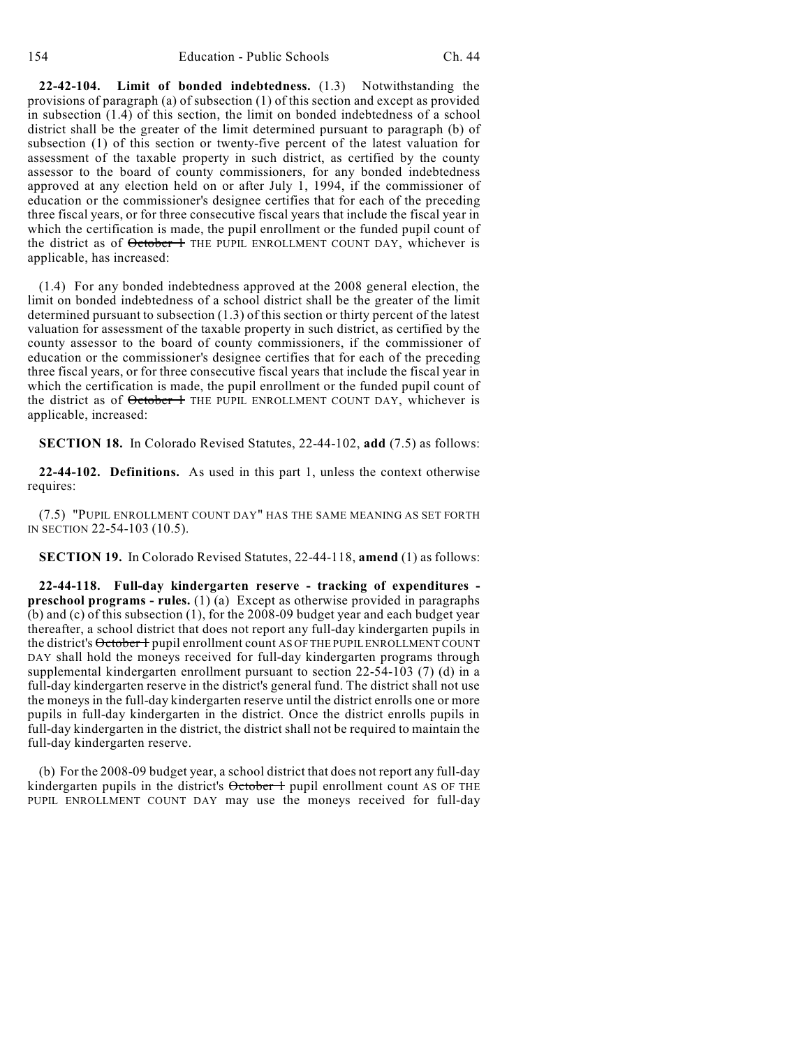**22-42-104. Limit of bonded indebtedness.** (1.3) Notwithstanding the provisions of paragraph (a) of subsection (1) of this section and except as provided in subsection (1.4) of this section, the limit on bonded indebtedness of a school district shall be the greater of the limit determined pursuant to paragraph (b) of subsection (1) of this section or twenty-five percent of the latest valuation for assessment of the taxable property in such district, as certified by the county assessor to the board of county commissioners, for any bonded indebtedness approved at any election held on or after July 1, 1994, if the commissioner of education or the commissioner's designee certifies that for each of the preceding three fiscal years, or for three consecutive fiscal years that include the fiscal year in which the certification is made, the pupil enrollment or the funded pupil count of the district as of ~~October 1~~ THE PUPIL ENROLLMENT COUNT DAY, whichever is applicable, has increased:

(1.4) For any bonded indebtedness approved at the 2008 general election, the limit on bonded indebtedness of a school district shall be the greater of the limit determined pursuant to subsection (1.3) of this section or thirty percent of the latest valuation for assessment of the taxable property in such district, as certified by the county assessor to the board of county commissioners, if the commissioner of education or the commissioner's designee certifies that for each of the preceding three fiscal years, or for three consecutive fiscal years that include the fiscal year in which the certification is made, the pupil enrollment or the funded pupil count of the district as of ~~October 1~~ THE PUPIL ENROLLMENT COUNT DAY, whichever is applicable, increased:

**SECTION 18.** In Colorado Revised Statutes, 22-44-102, **add** (7.5) as follows:

**22-44-102. Definitions.** As used in this part 1, unless the context otherwise requires:

(7.5) "PUPIL ENROLLMENT COUNT DAY" HAS THE SAME MEANING AS SET FORTH IN SECTION 22-54-103 (10.5).

**SECTION 19.** In Colorado Revised Statutes, 22-44-118, **amend** (1) as follows:

**22-44-118. Full-day kindergarten reserve - tracking of expenditures - preschool programs - rules.** (1) (a) Except as otherwise provided in paragraphs (b) and (c) of this subsection (1), for the 2008-09 budget year and each budget year thereafter, a school district that does not report any full-day kindergarten pupils in the district's ~~October 1~~ pupil enrollment count AS OF THE PUPIL ENROLLMENT COUNT DAY shall hold the moneys received for full-day kindergarten programs through supplemental kindergarten enrollment pursuant to section 22-54-103 (7) (d) in a full-day kindergarten reserve in the district's general fund. The district shall not use the moneys in the full-day kindergarten reserve until the district enrolls one or more pupils in full-day kindergarten in the district. Once the district enrolls pupils in full-day kindergarten in the district, the district shall not be required to maintain the full-day kindergarten reserve.

(b) For the 2008-09 budget year, a school district that does not report any full-day kindergarten pupils in the district's ~~October 1~~ pupil enrollment count AS OF THE PUPIL ENROLLMENT COUNT DAY may use the moneys received for full-day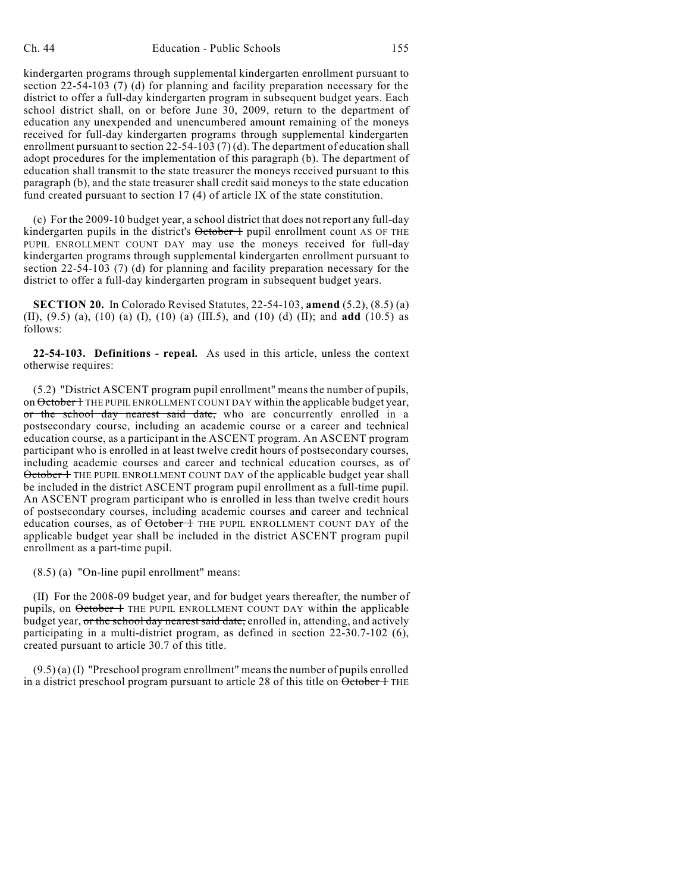kindergarten programs through supplemental kindergarten enrollment pursuant to section 22-54-103 (7) (d) for planning and facility preparation necessary for the district to offer a full-day kindergarten program in subsequent budget years. Each school district shall, on or before June 30, 2009, return to the department of education any unexpended and unencumbered amount remaining of the moneys received for full-day kindergarten programs through supplemental kindergarten enrollment pursuant to section 22-54-103 (7) (d). The department of education shall adopt procedures for the implementation of this paragraph (b). The department of education shall transmit to the state treasurer the moneys received pursuant to this paragraph (b), and the state treasurer shall credit said moneys to the state education fund created pursuant to section 17 (4) of article IX of the state constitution.

(c) For the 2009-10 budget year, a school district that does not report any full-day kindergarten pupils in the district's ~~October 1~~ pupil enrollment count AS OF THE PUPIL ENROLLMENT COUNT DAY may use the moneys received for full-day kindergarten programs through supplemental kindergarten enrollment pursuant to section 22-54-103 (7) (d) for planning and facility preparation necessary for the district to offer a full-day kindergarten program in subsequent budget years.

**SECTION 20.** In Colorado Revised Statutes, 22-54-103, **amend** (5.2), (8.5) (a) (II), (9.5) (a), (10) (a) (I), (10) (a) (III.5), and (10) (d) (II); and **add** (10.5) as follows:

**22-54-103. Definitions - repeal.** As used in this article, unless the context otherwise requires:

(5.2) "District ASCENT program pupil enrollment" means the number of pupils, on ~~October 1~~ THE PUPIL ENROLLMENT COUNT DAY within the applicable budget year, ~~or the school day nearest said date,~~ who are concurrently enrolled in a postsecondary course, including an academic course or a career and technical education course, as a participant in the ASCENT program. An ASCENT program participant who is enrolled in at least twelve credit hours of postsecondary courses, including academic courses and career and technical education courses, as of ~~October 1~~ THE PUPIL ENROLLMENT COUNT DAY of the applicable budget year shall be included in the district ASCENT program pupil enrollment as a full-time pupil. An ASCENT program participant who is enrolled in less than twelve credit hours of postsecondary courses, including academic courses and career and technical education courses, as of ~~October 1~~ THE PUPIL ENROLLMENT COUNT DAY of the applicable budget year shall be included in the district ASCENT program pupil enrollment as a part-time pupil.

(8.5) (a) "On-line pupil enrollment" means:

(II) For the 2008-09 budget year, and for budget years thereafter, the number of pupils, on ~~October 1~~ THE PUPIL ENROLLMENT COUNT DAY within the applicable budget year, ~~or the school day nearest said date,~~ enrolled in, attending, and actively participating in a multi-district program, as defined in section 22-30.7-102 (6), created pursuant to article 30.7 of this title.

(9.5) (a) (I) "Preschool program enrollment" means the number of pupils enrolled in a district preschool program pursuant to article 28 of this title on ~~October 1~~ THE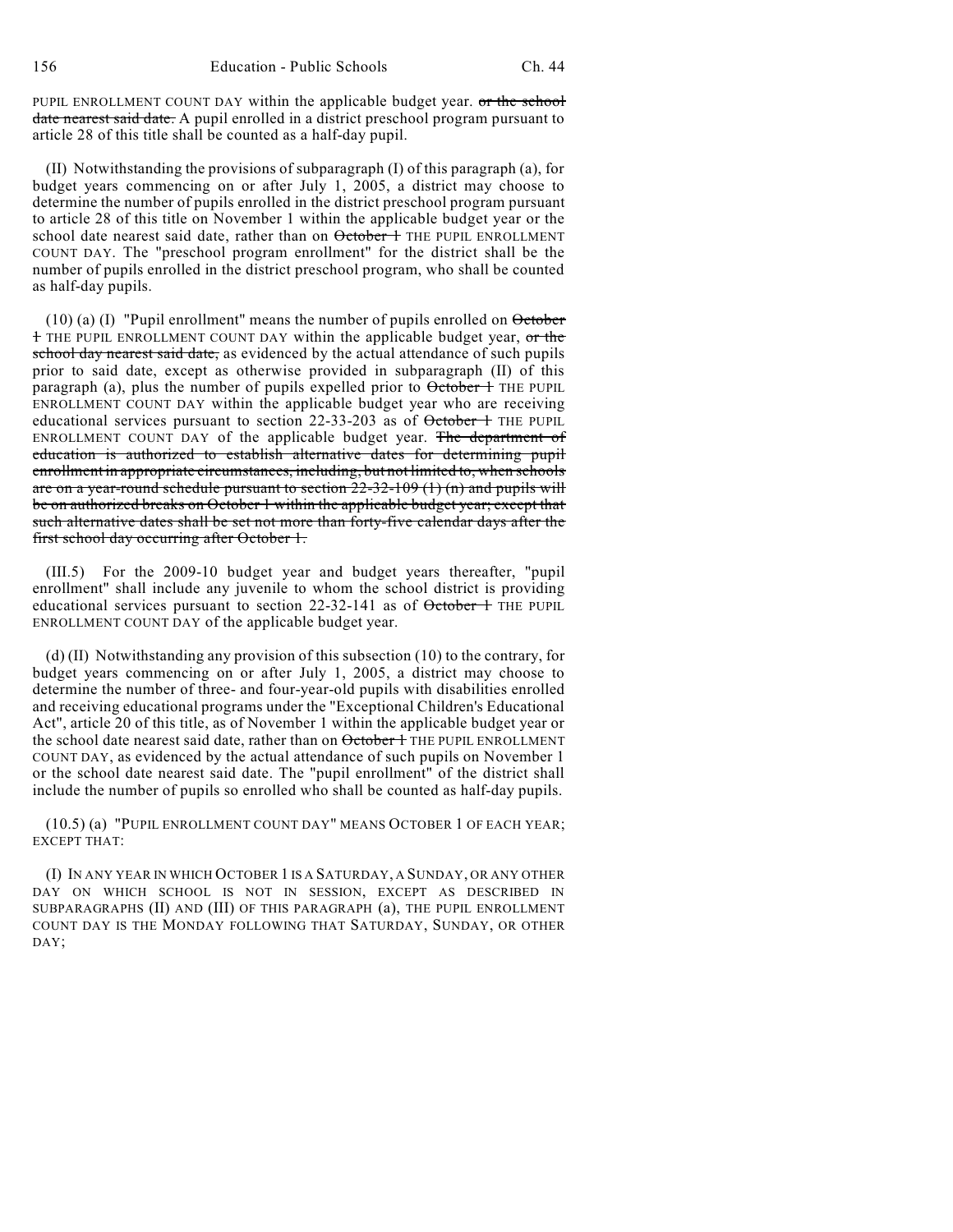PUPIL ENROLLMENT COUNT DAY within the applicable budget year. ~~or the school date nearest said date.~~ A pupil enrolled in a district preschool program pursuant to article 28 of this title shall be counted as a half-day pupil.

(II) Notwithstanding the provisions of subparagraph (I) of this paragraph (a), for budget years commencing on or after July 1, 2005, a district may choose to determine the number of pupils enrolled in the district preschool program pursuant to article 28 of this title on November 1 within the applicable budget year or the school date nearest said date, rather than on ~~October 1~~ THE PUPIL ENROLLMENT COUNT DAY. The "preschool program enrollment" for the district shall be the number of pupils enrolled in the district preschool program, who shall be counted as half-day pupils.

(10) (a) (I) "Pupil enrollment" means the number of pupils enrolled on ~~October 1~~ THE PUPIL ENROLLMENT COUNT DAY within the applicable budget year, ~~or the school day nearest said date,~~ as evidenced by the actual attendance of such pupils prior to said date, except as otherwise provided in subparagraph (II) of this paragraph (a), plus the number of pupils expelled prior to ~~October 1~~ THE PUPIL ENROLLMENT COUNT DAY within the applicable budget year who are receiving educational services pursuant to section 22-33-203 as of ~~October 1~~ THE PUPIL ENROLLMENT COUNT DAY of the applicable budget year. ~~The department of education is authorized to establish alternative dates for determining pupil enrollment in appropriate circumstances, including, but not limited to, when schools are on a year-round schedule pursuant to section 22-32-109 (1) (n) and pupils will be on authorized breaks on October 1 within the applicable budget year; except that such alternative dates shall be set not more than forty-five calendar days after the first school day occurring after October 1.~~

(III.5) For the 2009-10 budget year and budget years thereafter, "pupil enrollment" shall include any juvenile to whom the school district is providing educational services pursuant to section 22-32-141 as of ~~October 1~~ THE PUPIL ENROLLMENT COUNT DAY of the applicable budget year.

(d) (II) Notwithstanding any provision of this subsection (10) to the contrary, for budget years commencing on or after July 1, 2005, a district may choose to determine the number of three- and four-year-old pupils with disabilities enrolled and receiving educational programs under the "Exceptional Children's Educational Act", article 20 of this title, as of November 1 within the applicable budget year or the school date nearest said date, rather than on ~~October 1~~ THE PUPIL ENROLLMENT COUNT DAY, as evidenced by the actual attendance of such pupils on November 1 or the school date nearest said date. The "pupil enrollment" of the district shall include the number of pupils so enrolled who shall be counted as half-day pupils.

(10.5) (a) "PUPIL ENROLLMENT COUNT DAY" MEANS OCTOBER 1 OF EACH YEAR; EXCEPT THAT:

(I) IN ANY YEAR IN WHICH OCTOBER 1 IS A SATURDAY, A SUNDAY, OR ANY OTHER DAY ON WHICH SCHOOL IS NOT IN SESSION, EXCEPT AS DESCRIBED IN SUBPARAGRAPHS (II) AND (III) OF THIS PARAGRAPH (a), THE PUPIL ENROLLMENT COUNT DAY IS THE MONDAY FOLLOWING THAT SATURDAY, SUNDAY, OR OTHER DAY;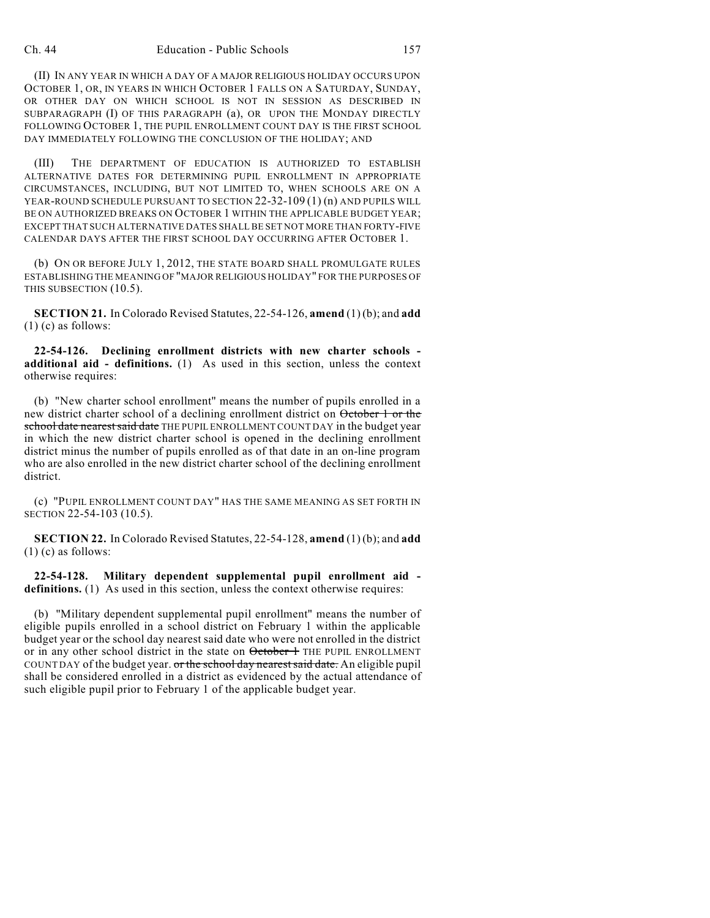(II) IN ANY YEAR IN WHICH A DAY OF A MAJOR RELIGIOUS HOLIDAY OCCURS UPON OCTOBER 1, OR, IN YEARS IN WHICH OCTOBER 1 FALLS ON A SATURDAY, SUNDAY, OR OTHER DAY ON WHICH SCHOOL IS NOT IN SESSION AS DESCRIBED IN SUBPARAGRAPH (I) OF THIS PARAGRAPH (a), OR UPON THE MONDAY DIRECTLY FOLLOWING OCTOBER 1, THE PUPIL ENROLLMENT COUNT DAY IS THE FIRST SCHOOL DAY IMMEDIATELY FOLLOWING THE CONCLUSION OF THE HOLIDAY; AND

(III) THE DEPARTMENT OF EDUCATION IS AUTHORIZED TO ESTABLISH ALTERNATIVE DATES FOR DETERMINING PUPIL ENROLLMENT IN APPROPRIATE CIRCUMSTANCES, INCLUDING, BUT NOT LIMITED TO, WHEN SCHOOLS ARE ON A YEAR-ROUND SCHEDULE PURSUANT TO SECTION 22-32-109 (1) (n) AND PUPILS WILL BE ON AUTHORIZED BREAKS ON OCTOBER 1 WITHIN THE APPLICABLE BUDGET YEAR; EXCEPT THAT SUCH ALTERNATIVE DATES SHALL BE SET NOT MORE THAN FORTY-FIVE CALENDAR DAYS AFTER THE FIRST SCHOOL DAY OCCURRING AFTER OCTOBER 1.

(b) ON OR BEFORE JULY 1, 2012, THE STATE BOARD SHALL PROMULGATE RULES ESTABLISHING THE MEANING OF "MAJOR RELIGIOUS HOLIDAY" FOR THE PURPOSES OF THIS SUBSECTION (10.5).

**SECTION 21.** In Colorado Revised Statutes, 22-54-126, **amend** (1) (b); and **add** (1) (c) as follows:

**22-54-126. Declining enrollment districts with new charter schools - additional aid - definitions.** (1) As used in this section, unless the context otherwise requires:

(b) "New charter school enrollment" means the number of pupils enrolled in a new district charter school of a declining enrollment district on ~~October 1 or the school date nearest said date~~ THE PUPIL ENROLLMENT COUNT DAY in the budget year in which the new district charter school is opened in the declining enrollment district minus the number of pupils enrolled as of that date in an on-line program who are also enrolled in the new district charter school of the declining enrollment district.

(c) "PUPIL ENROLLMENT COUNT DAY" HAS THE SAME MEANING AS SET FORTH IN SECTION 22-54-103 (10.5).

**SECTION 22.** In Colorado Revised Statutes, 22-54-128, **amend** (1) (b); and **add** (1) (c) as follows:

**22-54-128. Military dependent supplemental pupil enrollment aid - definitions.** (1) As used in this section, unless the context otherwise requires:

(b) "Military dependent supplemental pupil enrollment" means the number of eligible pupils enrolled in a school district on February 1 within the applicable budget year or the school day nearest said date who were not enrolled in the district or in any other school district in the state on ~~October 1~~ THE PUPIL ENROLLMENT COUNT DAY of the budget year. ~~or the school day nearest said date.~~ An eligible pupil shall be considered enrolled in a district as evidenced by the actual attendance of such eligible pupil prior to February 1 of the applicable budget year.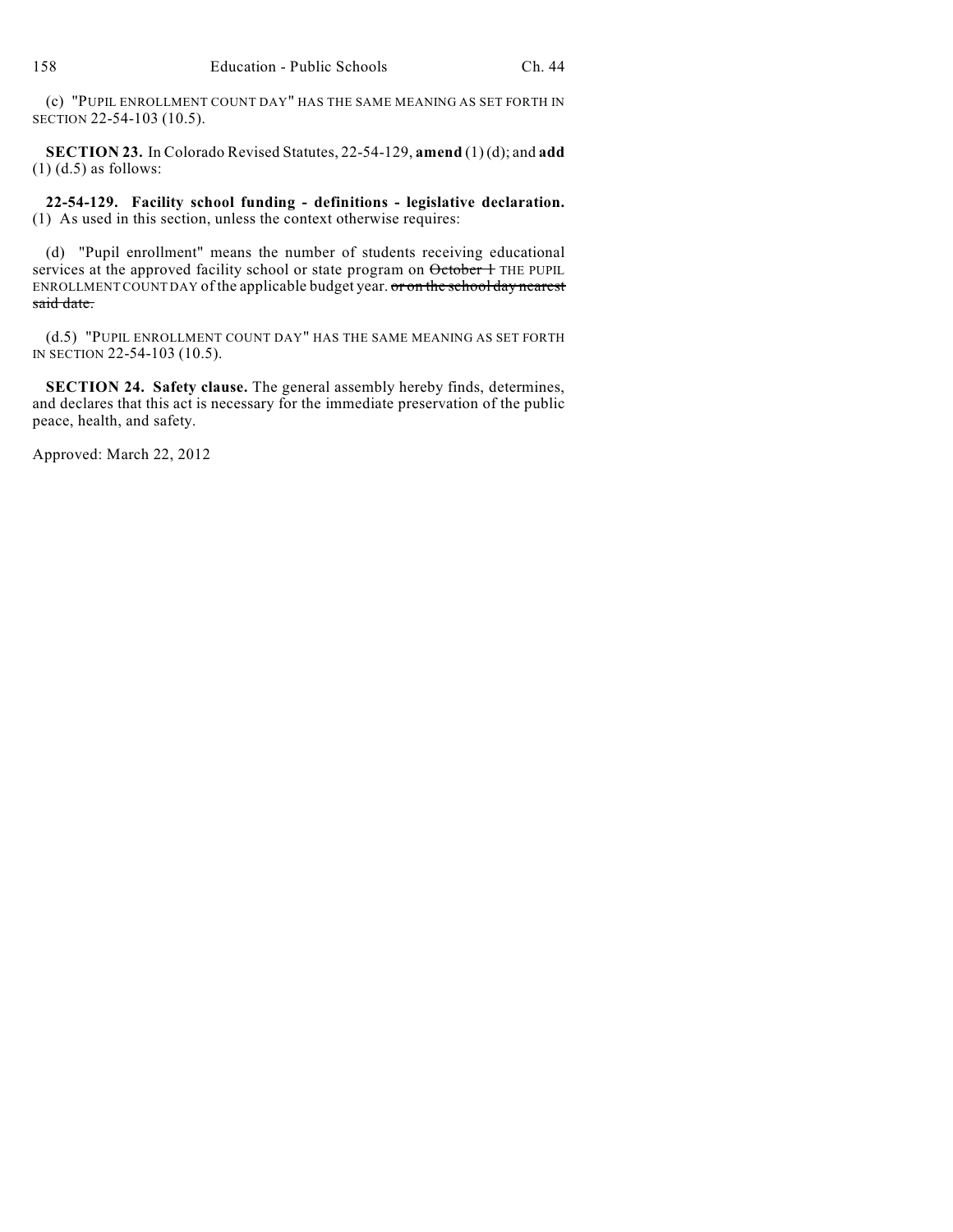(c) "PUPIL ENROLLMENT COUNT DAY" HAS THE SAME MEANING AS SET FORTH IN SECTION 22-54-103 (10.5).

**SECTION 23.** In Colorado Revised Statutes, 22-54-129, **amend** (1) (d); and **add** (1) (d.5) as follows:

**22-54-129. Facility school funding - definitions - legislative declaration.** (1) As used in this section, unless the context otherwise requires:

(d) "Pupil enrollment" means the number of students receiving educational services at the approved facility school or state program on ~~October 1~~ THE PUPIL ENROLLMENT COUNT DAY of the applicable budget year. ~~or on the school day nearest said date.~~

(d.5) "PUPIL ENROLLMENT COUNT DAY" HAS THE SAME MEANING AS SET FORTH IN SECTION 22-54-103 (10.5).

**SECTION 24. Safety clause.** The general assembly hereby finds, determines, and declares that this act is necessary for the immediate preservation of the public peace, health, and safety.

Approved: March 22, 2012